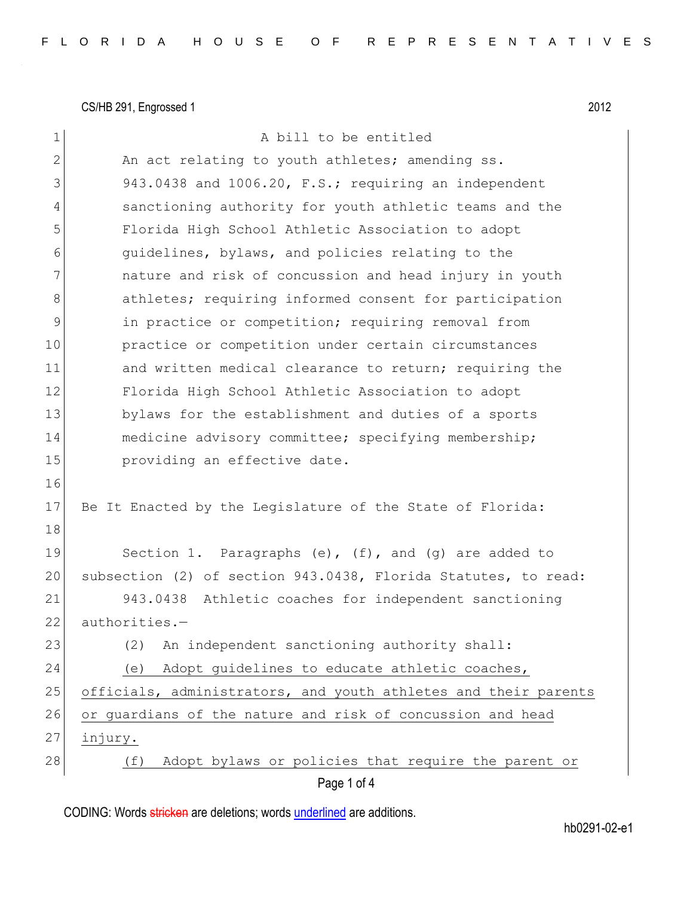CS/HB 291, Engrossed 1 2012

A bill to be entitled

An act relating to youth athletes; amending ss. 943.0438 and 1006.20, F.S.; requiring an independent sanctioning authority for youth athletic teams and the Florida High School Athletic Association to adopt guidelines, bylaws, and policies relating to the nature and risk of concussion and head injury in youth athletes; requiring informed consent for participation in practice or competition; requiring removal from practice or competition under certain circumstances and written medical clearance to return; requiring the Florida High School Athletic Association to adopt bylaws for the establishment and duties of a sports medicine advisory committee; specifying membership; providing an effective date.

Be It Enacted by the Legislature of the State of Florida:

Section 1. Paragraphs (e), (f), and (g) are added to subsection (2) of section 943.0438, Florida Statutes, to read:

943.0438 Athletic coaches for independent sanctioning authorities.—

(2) An independent sanctioning authority shall:

(e) Adopt guidelines to educate athletic coaches, officials, administrators, and youth athletes and their parents or guardians of the nature and risk of concussion and head injury.

(f) Adopt bylaws or policies that require the parent or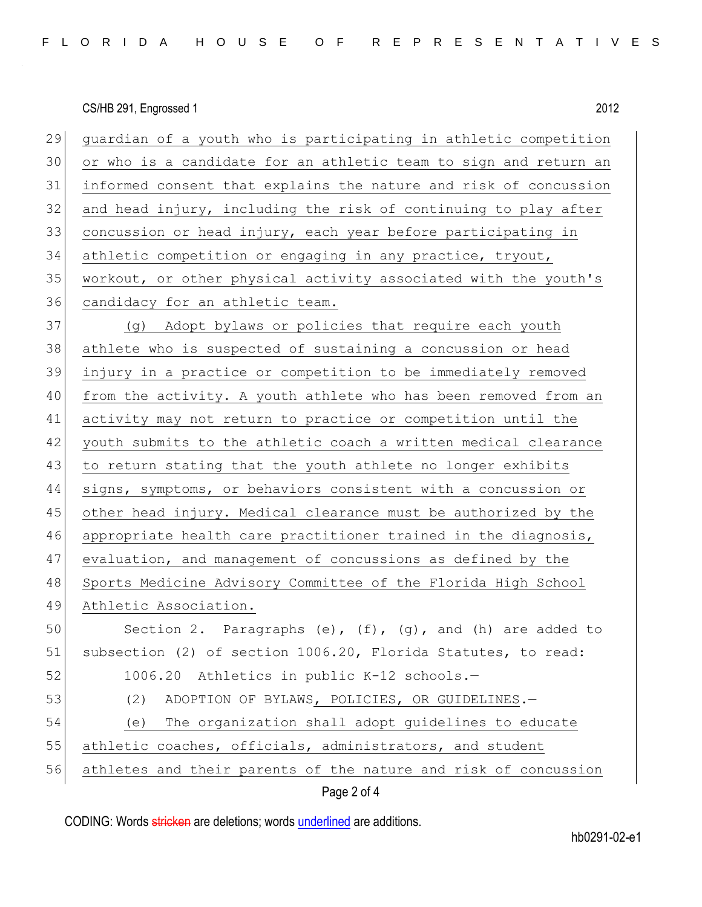guardian of a youth who is participating in athletic competition or who is a candidate for an athletic team to sign and return an informed consent that explains the nature and risk of concussion and head injury, including the risk of continuing to play after concussion or head injury, each year before participating in athletic competition or engaging in any practice, tryout, workout, or other physical activity associated with the youth's candidacy for an athletic team.

(g) Adopt bylaws or policies that require each youth athlete who is suspected of sustaining a concussion or head injury in a practice or competition to be immediately removed from the activity. A youth athlete who has been removed from an activity may not return to practice or competition until the youth submits to the athletic coach a written medical clearance to return stating that the youth athlete no longer exhibits signs, symptoms, or behaviors consistent with a concussion or other head injury. Medical clearance must be authorized by the appropriate health care practitioner trained in the diagnosis, evaluation, and management of concussions as defined by the Sports Medicine Advisory Committee of the Florida High School Athletic Association.

Section 2. Paragraphs (e), (f), (g), and (h) are added to subsection (2) of section 1006.20, Florida Statutes, to read:

1006.20 Athletics in public K-12 schools.—

(2) ADOPTION OF BYLAWS, POLICIES, OR GUIDELINES.—

(e) The organization shall adopt guidelines to educate athletic coaches, officials, administrators, and student athletes and their parents of the nature and risk of concussion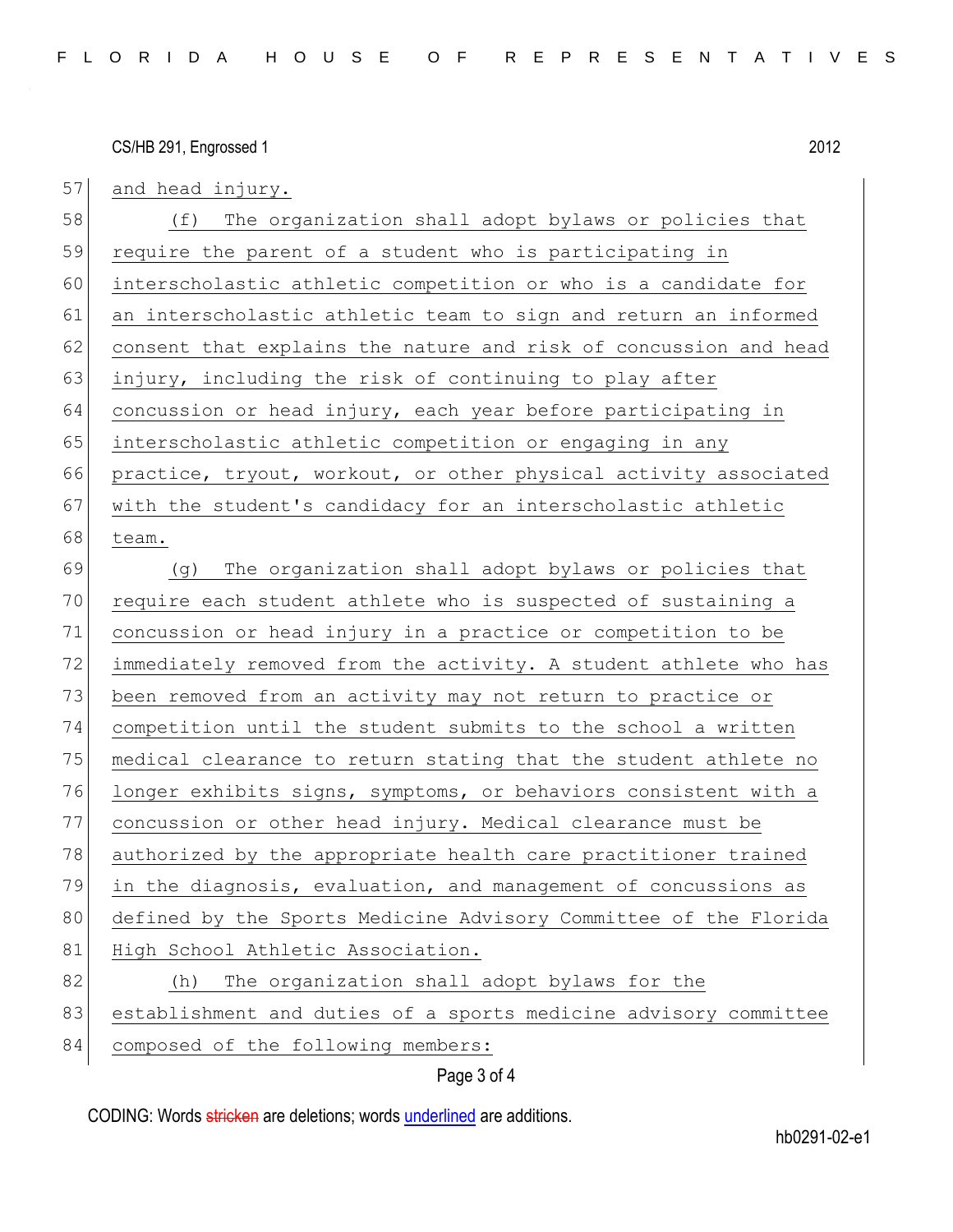and head injury.

(f) The organization shall adopt bylaws or policies that require the parent of a student who is participating in interscholastic athletic competition or who is a candidate for an interscholastic athletic team to sign and return an informed consent that explains the nature and risk of concussion and head injury, including the risk of continuing to play after concussion or head injury, each year before participating in interscholastic athletic competition or engaging in any practice, tryout, workout, or other physical activity associated with the student's candidacy for an interscholastic athletic team.

(g) The organization shall adopt bylaws or policies that require each student athlete who is suspected of sustaining a concussion or head injury in a practice or competition to be immediately removed from the activity. A student athlete who has been removed from an activity may not return to practice or competition until the student submits to the school a written medical clearance to return stating that the student athlete no longer exhibits signs, symptoms, or behaviors consistent with a concussion or other head injury. Medical clearance must be authorized by the appropriate health care practitioner trained in the diagnosis, evaluation, and management of concussions as defined by the Sports Medicine Advisory Committee of the Florida High School Athletic Association.

(h) The organization shall adopt bylaws for the establishment and duties of a sports medicine advisory committee composed of the following members: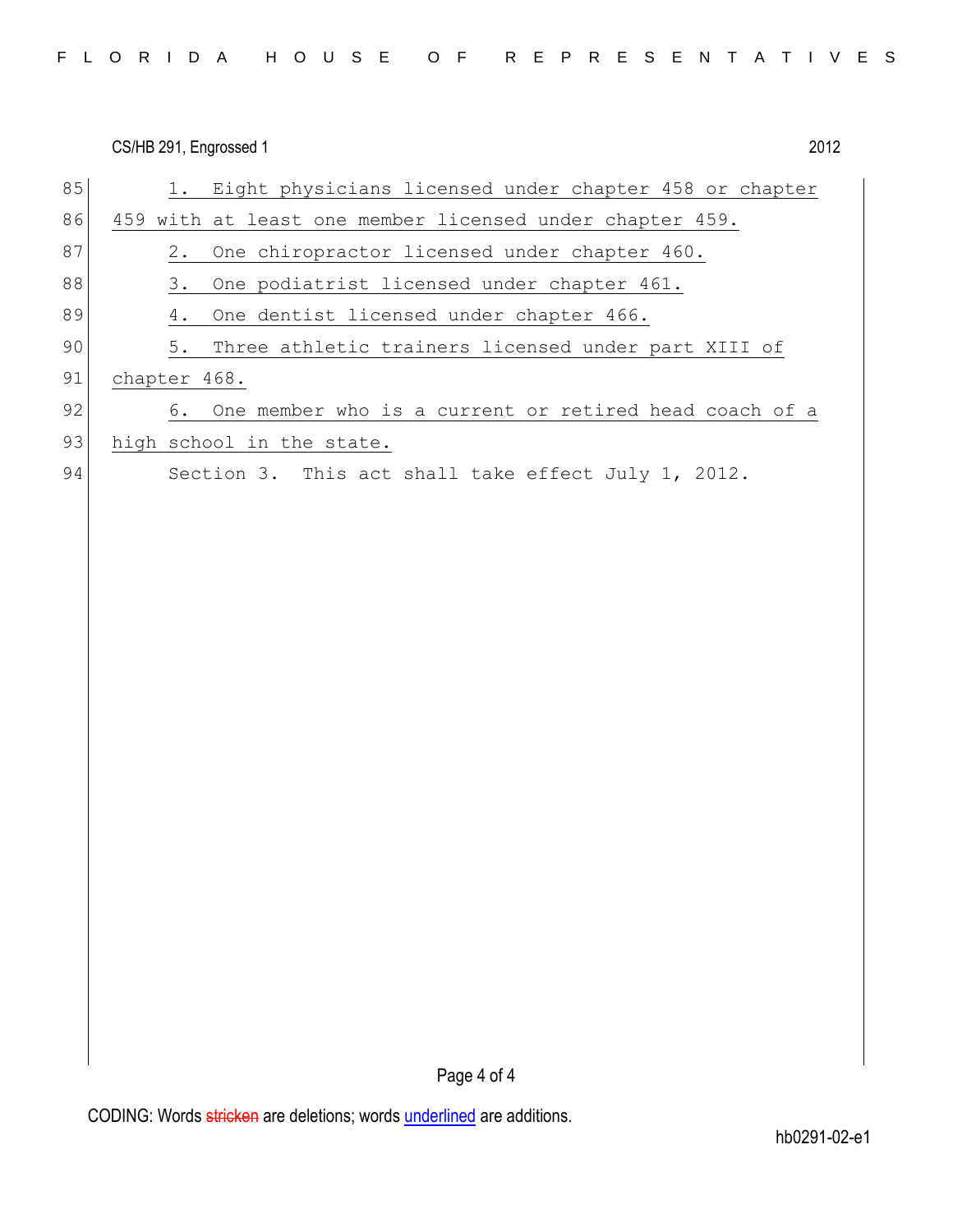85 1. Eight physicians licensed under chapter 458 or chapter
86 459 with at least one member licensed under chapter 459.
87 2. One chiropractor licensed under chapter 460.
88 3. One podiatrist licensed under chapter 461.
89 4. One dentist licensed under chapter 466.
90 5. Three athletic trainers licensed under part XIII of
91 chapter 468.
92 6. One member who is a current or retired head coach of a
93 high school in the state.
94 Section 3. This act shall take effect July 1, 2012.